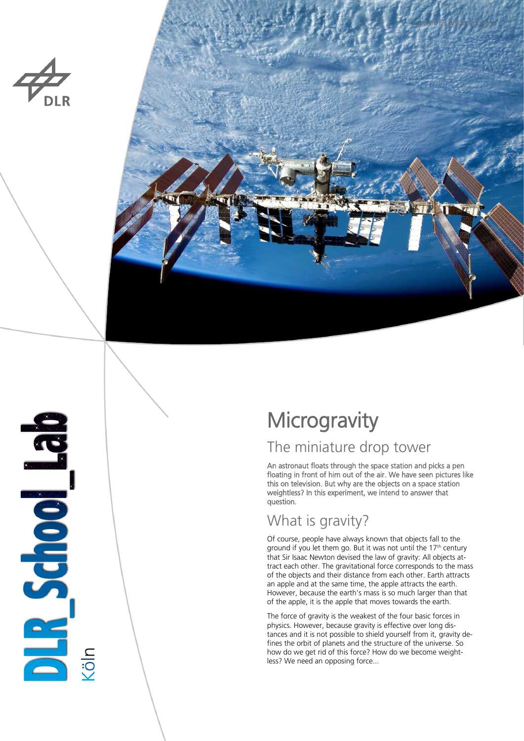# Microgravity

## The miniature drop tower

An astronaut floats through the space station and picks a pen floating in front of him out of the air. We have seen pictures like this on television. But why are the objects on a space station weightless? In this experiment, we intend to answer that question.

## What is gravity?

Of course, people have always known that objects fall to the ground if you let them go. But it was not until the 17th century that Sir Isaac Newton devised the law of gravity: All objects attract each other. The gravitational force corresponds to the mass of the objects and their distance from each other. Earth attracts an apple and at the same time, the apple attracts the earth. However, because the earth's mass is so much larger than that of the apple, it is the apple that moves towards the earth.

The force of gravity is the weakest of the four basic forces in physics. However, because gravity is effective over long distances and it is not possible to shield yourself from it, gravity defines the orbit of planets and the structure of the universe. So how do we get rid of this force? How do we become weightless? We need an opposing force...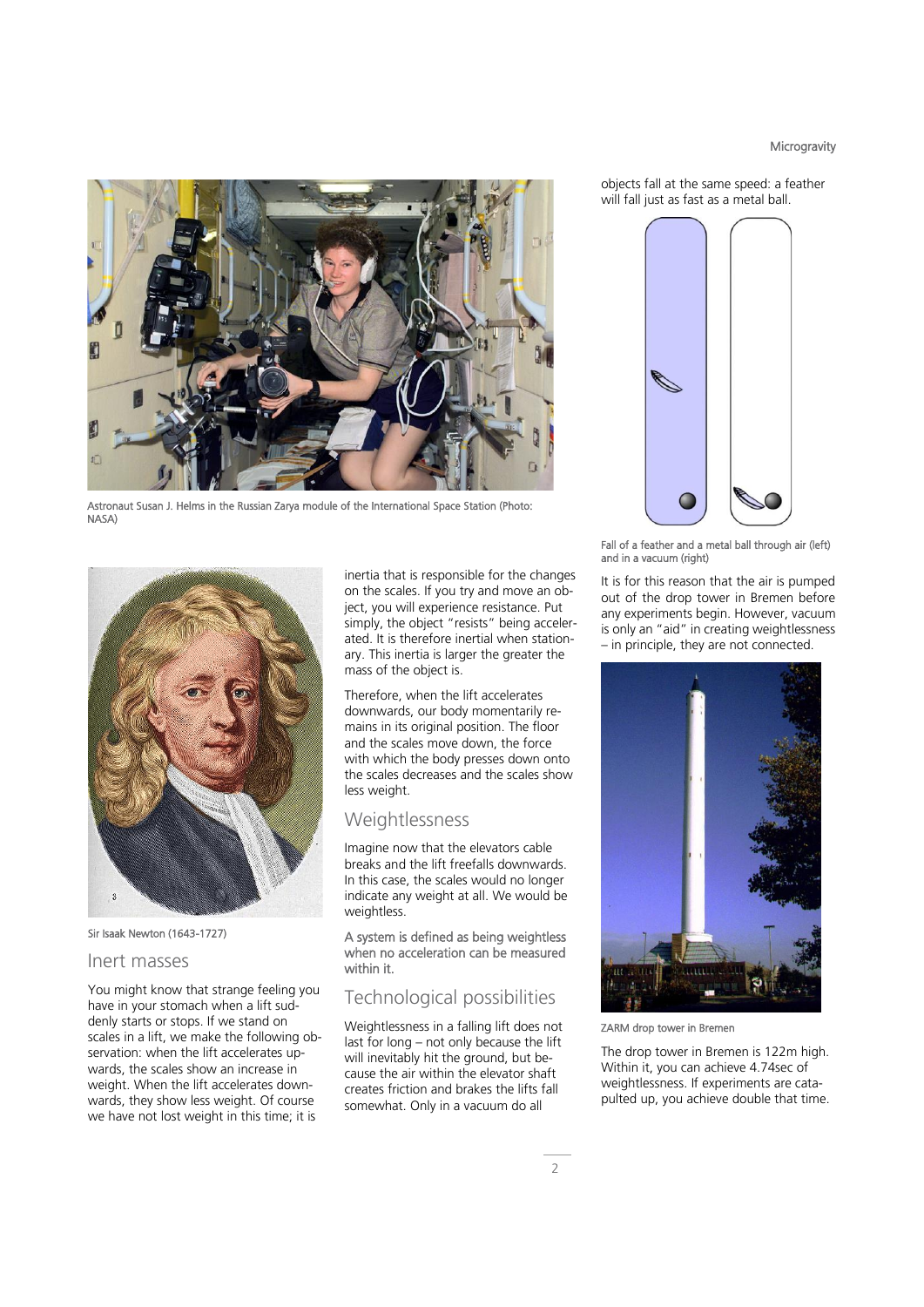Astronaut Susan J. Helms in the Russian Zarya module of the International Space Station (Photo: NASA)

Sir Isaak Newton (1643-1727)

## Inert masses

You might know that strange feeling you have in your stomach when a lift suddenly starts or stops. If we stand on scales in a lift, we make the following observation: when the lift accelerates upwards, the scales show an increase in weight. When the lift accelerates downwards, they show less weight. Of course we have not lost weight in this time; it is inertia that is responsible for the changes on the scales. If you try and move an object, you will experience resistance. Put simply, the object "resists" being accelerated. It is therefore inertial when stationary. This inertia is larger the greater the mass of the object is.

Therefore, when the lift accelerates downwards, our body momentarily remains in its original position. The floor and the scales move down, the force with which the body presses down onto the scales decreases and the scales show less weight.

## Weightlessness

Imagine now that the elevators cable breaks and the lift freefalls downwards. In this case, the scales would no longer indicate any weight at all. We would be weightless.

A system is defined as being weightless when no acceleration can be measured within it.

## Technological possibilities

Weightlessness in a falling lift does not last for long – not only because the lift will inevitably hit the ground, but because the air within the elevator shaft creates friction and brakes the lifts fall somewhat. Only in a vacuum do all objects fall at the same speed: a feather will fall just as fast as a metal ball.

Fall of a feather and a metal ball through air (left) and in a vacuum (right)

It is for this reason that the air is pumped out of the drop tower in Bremen before any experiments begin. However, vacuum is only an "aid" in creating weightlessness – in principle, they are not connected.

ZARM drop tower in Bremen

The drop tower in Bremen is 122m high. Within it, you can achieve 4.74sec of weightlessness. If experiments are catapulted up, you achieve double that time.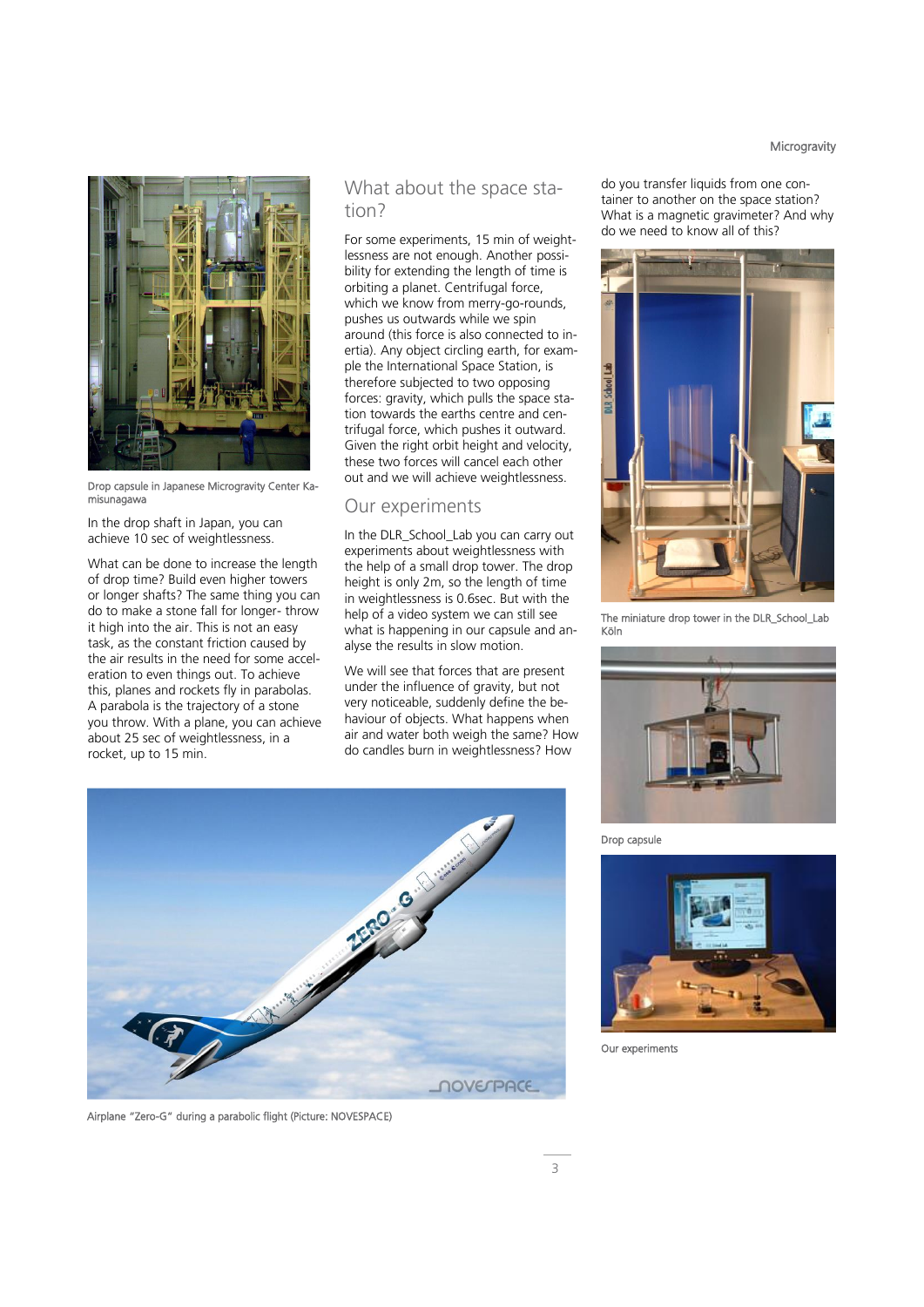Drop capsule in Japanese Microgravity Center Kamisunagawa

In the drop shaft in Japan, you can achieve 10 sec of weightlessness.

What can be done to increase the length of drop time? Build even higher towers or longer shafts? The same thing you can do to make a stone fall for longer- throw it high into the air. This is not an easy task, as the constant friction caused by the air results in the need for some acceleration to even things out. To achieve this, planes and rockets fly in parabolas. A parabola is the trajectory of a stone you throw. With a plane, you can achieve about 25 sec of weightlessness, in a rocket, up to 15 min.

## What about the space station?

For some experiments, 15 min of weightlessness are not enough. Another possibility for extending the length of time is orbiting a planet. Centrifugal force, which we know from merry-go-rounds, pushes us outwards while we spin around (this force is also connected to inertia). Any object circling earth, for example the International Space Station, is therefore subjected to two opposing forces: gravity, which pulls the space station towards the earths centre and centrifugal force, which pushes it outward. Given the right orbit height and velocity, these two forces will cancel each other out and we will achieve weightlessness.

## Our experiments

In the DLR_School_Lab you can carry out experiments about weightlessness with the help of a small drop tower. The drop height is only 2m, so the length of time in weightlessness is 0.6sec. But with the help of a video system we can still see what is happening in our capsule and analyse the results in slow motion.

We will see that forces that are present under the influence of gravity, but not very noticeable, suddenly define the behaviour of objects. What happens when air and water both weigh the same? How do candles burn in weightlessness? How do you transfer liquids from one container to another on the space station? What is a magnetic gravimeter? And why do we need to know all of this?

The miniature drop tower in the DLR_School_Lab Köln

Drop capsule

Our experiments

Airplane "Zero-G" during a parabolic flight (Picture: NOVESPACE)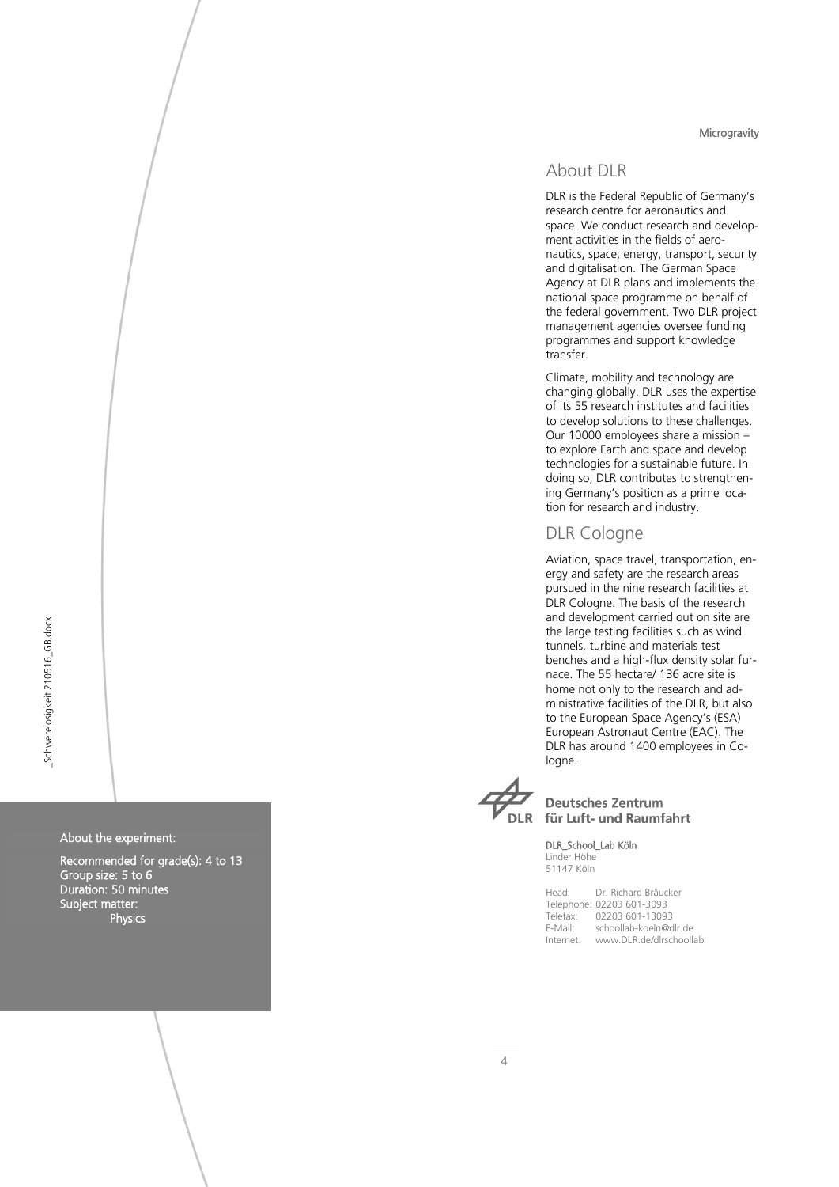## About DLR

DLR is the Federal Republic of Germany's research centre for aeronautics and space. We conduct research and development activities in the fields of aeronautics, space, energy, transport, security and digitalisation. The German Space Agency at DLR plans and implements the national space programme on behalf of the federal government. Two DLR project management agencies oversee funding programmes and support knowledge transfer.

Climate, mobility and technology are changing globally. DLR uses the expertise of its 55 research institutes and facilities to develop solutions to these challenges. Our 10000 employees share a mission – to explore Earth and space and develop technologies for a sustainable future. In doing so, DLR contributes to strengthening Germany's position as a prime location for research and industry.

## DLR Cologne

Aviation, space travel, transportation, energy and safety are the research areas pursued in the nine research facilities at DLR Cologne. The basis of the research and development carried out on site are the large testing facilities such as wind tunnels, turbine and materials test benches and a high-flux density solar furnace. The 55 hectare/ 136 acre site is home not only to the research and administrative facilities of the DLR, but also to the European Space Agency's (ESA) European Astronaut Centre (EAC). The DLR has around 1400 employees in Cologne.

**Deutsches Zentrum für Luft- und Raumfahrt**

**DLR_School_Lab Köln**
Linder Höhe
51147 Köln

Head: Dr. Richard Bräucker
Telephone: 02203 601-3093
Telefax: 02203 601-13093
E-Mail: schoollab-koeln@dlr.de
Internet: www.DLR.de/dlrschoollab

**About the experiment:**

Recommended for grade(s): 4 to 13
Group size: 5 to 6
Duration: 50 minutes
Subject matter:
Physics